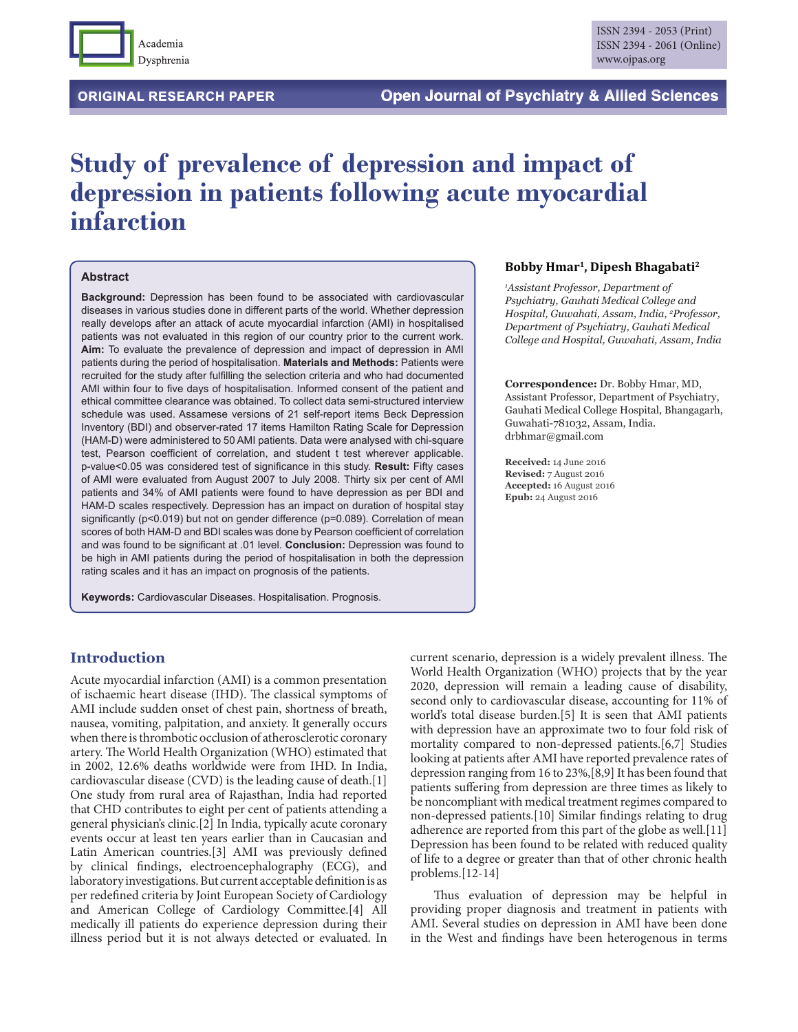ORIGINAL RESEARCH PAPER

# Study of prevalence of depression and impact of depression in patients following acute myocardial infarction

**Bobby Hmar[1], Dipesh Bhagabati[2]**

*[1]Assistant Professor, Department of Psychiatry, Gauhati Medical College and Hospital, Guwahati, Assam, India, [2]Professor, Department of Psychiatry, Gauhati Medical College and Hospital, Guwahati, Assam, India*

**Correspondence:** Dr. Bobby Hmar, MD, Assistant Professor, Department of Psychiatry, Gauhati Medical College Hospital, Bhangagarh, Guwahati-781032, Assam, India. drbhmar@gmail.com

**Received:** 14 June 2016
**Revised:** 7 August 2016
**Accepted:** 16 August 2016
**Epub:** 24 August 2016

### Abstract

**Background:** Depression has been found to be associated with cardiovascular diseases in various studies done in different parts of the world. Whether depression really develops after an attack of acute myocardial infarction (AMI) in hospitalised patients was not evaluated in this region of our country prior to the current work. **Aim:** To evaluate the prevalence of depression and impact of depression in AMI patients during the period of hospitalisation. **Materials and Methods:** Patients were recruited for the study after fulfilling the selection criteria and who had documented AMI within four to five days of hospitalisation. Informed consent of the patient and ethical committee clearance was obtained. To collect data semi-structured interview schedule was used. Assamese versions of 21 self-report items Beck Depression Inventory (BDI) and observer-rated 17 items Hamilton Rating Scale for Depression (HAM-D) were administered to 50 AMI patients. Data were analysed with chi-square test, Pearson coefficient of correlation, and student t test wherever applicable. p-value<0.05 was considered test of significance in this study. **Result:** Fifty cases of AMI were evaluated from August 2007 to July 2008. Thirty six per cent of AMI patients and 34% of AMI patients were found to have depression as per BDI and HAM-D scales respectively. Depression has an impact on duration of hospital stay significantly (p<0.019) but not on gender difference (p=0.089). Correlation of mean scores of both HAM-D and BDI scales was done by Pearson coefficient of correlation and was found to be significant at .01 level. **Conclusion:** Depression was found to be high in AMI patients during the period of hospitalisation in both the depression rating scales and it has an impact on prognosis of the patients.

**Keywords:** Cardiovascular Diseases. Hospitalisation. Prognosis.

## Introduction

Acute myocardial infarction (AMI) is a common presentation of ischaemic heart disease (IHD). The classical symptoms of AMI include sudden onset of chest pain, shortness of breath, nausea, vomiting, palpitation, and anxiety. It generally occurs when there is thrombotic occlusion of atherosclerotic coronary artery. The World Health Organization (WHO) estimated that in 2002, 12.6% deaths worldwide were from IHD. In India, cardiovascular disease (CVD) is the leading cause of death.[1] One study from rural area of Rajasthan, India had reported that CHD contributes to eight per cent of patients attending a general physician's clinic.[2] In India, typically acute coronary events occur at least ten years earlier than in Caucasian and Latin American countries.[3] AMI was previously defined by clinical findings, electroencephalography (ECG), and laboratory investigations. But current acceptable definition is as per redefined criteria by Joint European Society of Cardiology and American College of Cardiology Committee.[4] All medically ill patients do experience depression during their illness period but it is not always detected or evaluated. In current scenario, depression is a widely prevalent illness. The World Health Organization (WHO) projects that by the year 2020, depression will remain a leading cause of disability, second only to cardiovascular disease, accounting for 11% of world's total disease burden.[5] It is seen that AMI patients with depression have an approximate two to four fold risk of mortality compared to non-depressed patients.[6,7] Studies looking at patients after AMI have reported prevalence rates of depression ranging from 16 to 23%,[8,9] It has been found that patients suffering from depression are three times as likely to be noncompliant with medical treatment regimes compared to non-depressed patients.[10] Similar findings relating to drug adherence are reported from this part of the globe as well.[11] Depression has been found to be related with reduced quality of life to a degree or greater than that of other chronic health problems.[12-14]

Thus evaluation of depression may be helpful in providing proper diagnosis and treatment in patients with AMI. Several studies on depression in AMI have been done in the West and findings have been heterogenous in terms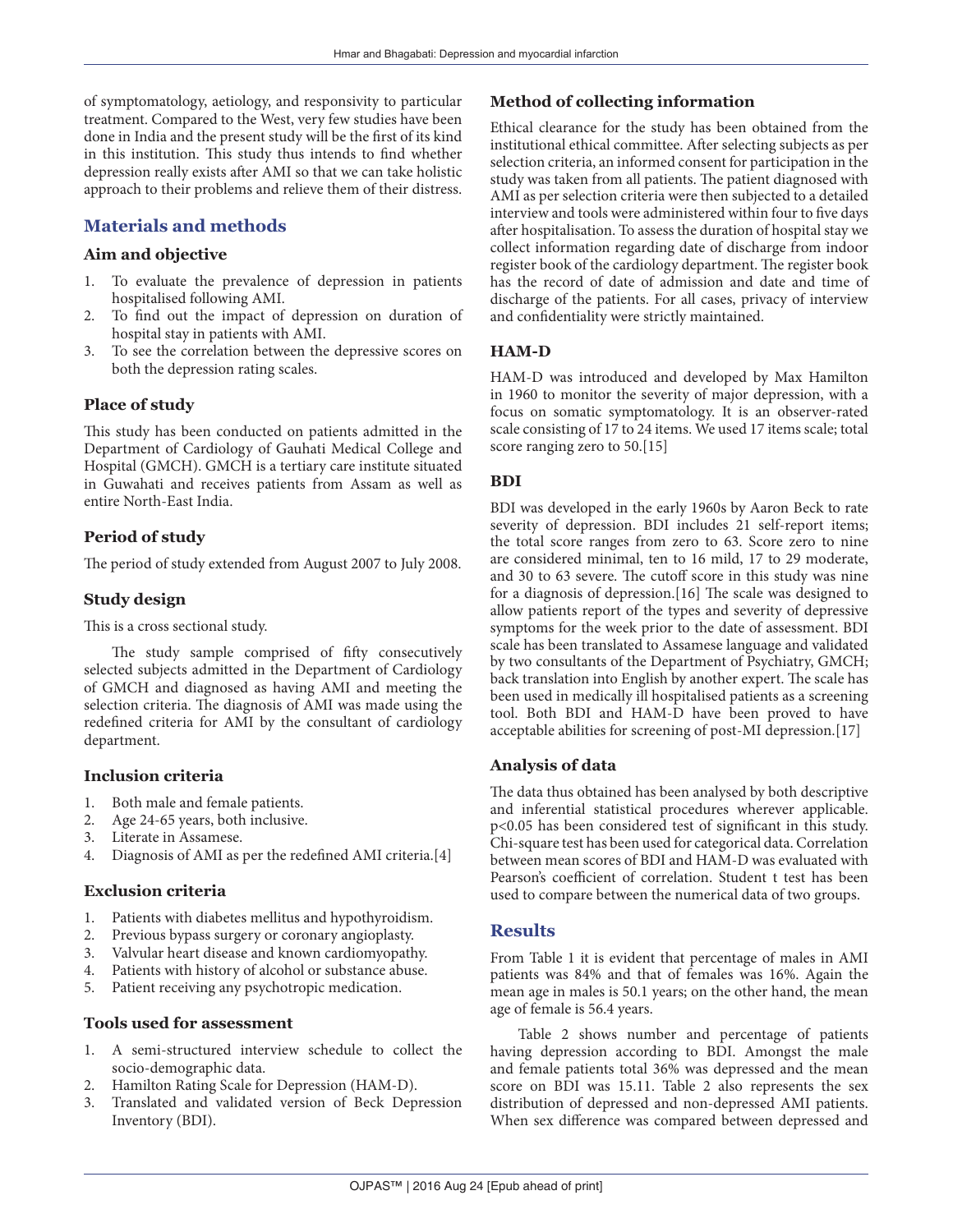of symptomatology, aetiology, and responsivity to particular treatment. Compared to the West, very few studies have been done in India and the present study will be the first of its kind in this institution. This study thus intends to find whether depression really exists after AMI so that we can take holistic approach to their problems and relieve them of their distress.

## Materials and methods

### Aim and objective

1. To evaluate the prevalence of depression in patients hospitalised following AMI.
2. To find out the impact of depression on duration of hospital stay in patients with AMI.
3. To see the correlation between the depressive scores on both the depression rating scales.

### Place of study

This study has been conducted on patients admitted in the Department of Cardiology of Gauhati Medical College and Hospital (GMCH). GMCH is a tertiary care institute situated in Guwahati and receives patients from Assam as well as entire North-East India.

### Period of study

The period of study extended from August 2007 to July 2008.

### Study design

This is a cross sectional study.

The study sample comprised of fifty consecutively selected subjects admitted in the Department of Cardiology of GMCH and diagnosed as having AMI and meeting the selection criteria. The diagnosis of AMI was made using the redefined criteria for AMI by the consultant of cardiology department.

### Inclusion criteria

1. Both male and female patients.
2. Age 24-65 years, both inclusive.
3. Literate in Assamese.
4. Diagnosis of AMI as per the redefined AMI criteria.[4]

### Exclusion criteria

1. Patients with diabetes mellitus and hypothyroidism.
2. Previous bypass surgery or coronary angioplasty.
3. Valvular heart disease and known cardiomyopathy.
4. Patients with history of alcohol or substance abuse.
5. Patient receiving any psychotropic medication.

### Tools used for assessment

1. A semi-structured interview schedule to collect the socio-demographic data.
2. Hamilton Rating Scale for Depression (HAM-D).
3. Translated and validated version of Beck Depression Inventory (BDI).

### Method of collecting information

Ethical clearance for the study has been obtained from the institutional ethical committee. After selecting subjects as per selection criteria, an informed consent for participation in the study was taken from all patients. The patient diagnosed with AMI as per selection criteria were then subjected to a detailed interview and tools were administered within four to five days after hospitalisation. To assess the duration of hospital stay we collect information regarding date of discharge from indoor register book of the cardiology department. The register book has the record of date of admission and date and time of discharge of the patients. For all cases, privacy of interview and confidentiality were strictly maintained.

### HAM-D

HAM-D was introduced and developed by Max Hamilton in 1960 to monitor the severity of major depression, with a focus on somatic symptomatology. It is an observer-rated scale consisting of 17 to 24 items. We used 17 items scale; total score ranging zero to 50.[15]

### BDI

BDI was developed in the early 1960s by Aaron Beck to rate severity of depression. BDI includes 21 self-report items; the total score ranges from zero to 63. Score zero to nine are considered minimal, ten to 16 mild, 17 to 29 moderate, and 30 to 63 severe. The cutoff score in this study was nine for a diagnosis of depression.[16] The scale was designed to allow patients report of the types and severity of depressive symptoms for the week prior to the date of assessment. BDI scale has been translated to Assamese language and validated by two consultants of the Department of Psychiatry, GMCH; back translation into English by another expert. The scale has been used in medically ill hospitalised patients as a screening tool. Both BDI and HAM-D have been proved to have acceptable abilities for screening of post-MI depression.[17]

### Analysis of data

The data thus obtained has been analysed by both descriptive and inferential statistical procedures wherever applicable. $p<0.05$ has been considered test of significant in this study. Chi-square test has been used for categorical data. Correlation between mean scores of BDI and HAM-D was evaluated with Pearson's coefficient of correlation. Student t test has been used to compare between the numerical data of two groups.

## Results

From Table 1 it is evident that percentage of males in AMI patients was 84% and that of females was 16%. Again the mean age in males is 50.1 years; on the other hand, the mean age of female is 56.4 years.

Table 2 shows number and percentage of patients having depression according to BDI. Amongst the male and female patients total 36% was depressed and the mean score on BDI was 15.11. Table 2 also represents the sex distribution of depressed and non-depressed AMI patients. When sex difference was compared between depressed and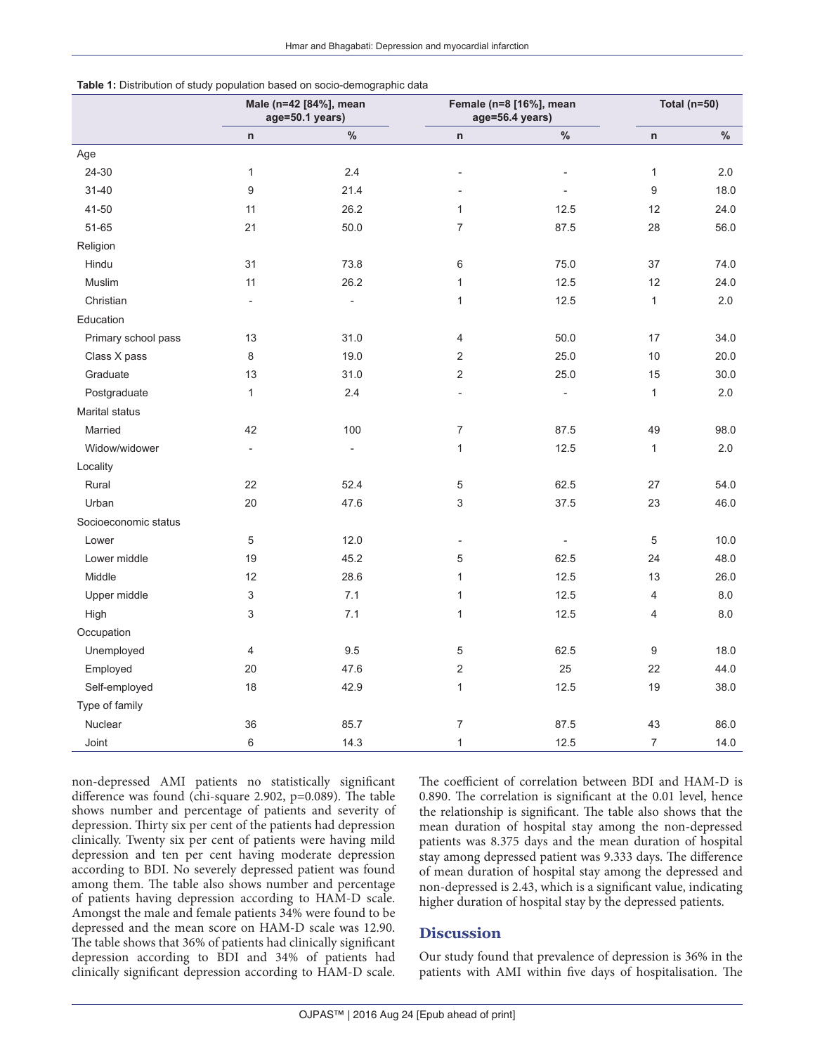**Table 1:** Distribution of study population based on socio-demographic data

| | Male (n=42 [84%], mean age=50.1 years) | | Female (n=8 [16%], mean age=56.4 years) | | Total (n=50) | |
|---|---|---|---|---|---|---|
| | n | % | n | % | n | % |
| Age | | | | | | |
| 24-30 | 1 | 2.4 | - | - | 1 | 2.0 |
| 31-40 | 9 | 21.4 | - | - | 9 | 18.0 |
| 41-50 | 11 | 26.2 | 1 | 12.5 | 12 | 24.0 |
| 51-65 | 21 | 50.0 | 7 | 87.5 | 28 | 56.0 |
| Religion | | | | | | |
| Hindu | 31 | 73.8 | 6 | 75.0 | 37 | 74.0 |
| Muslim | 11 | 26.2 | 1 | 12.5 | 12 | 24.0 |
| Christian | - | - | 1 | 12.5 | 1 | 2.0 |
| Education | | | | | | |
| Primary school pass | 13 | 31.0 | 4 | 50.0 | 17 | 34.0 |
| Class X pass | 8 | 19.0 | 2 | 25.0 | 10 | 20.0 |
| Graduate | 13 | 31.0 | 2 | 25.0 | 15 | 30.0 |
| Postgraduate | 1 | 2.4 | - | - | 1 | 2.0 |
| Marital status | | | | | | |
| Married | 42 | 100 | 7 | 87.5 | 49 | 98.0 |
| Widow/widower | - | - | 1 | 12.5 | 1 | 2.0 |
| Locality | | | | | | |
| Rural | 22 | 52.4 | 5 | 62.5 | 27 | 54.0 |
| Urban | 20 | 47.6 | 3 | 37.5 | 23 | 46.0 |
| Socioeconomic status | | | | | | |
| Lower | 5 | 12.0 | - | - | 5 | 10.0 |
| Lower middle | 19 | 45.2 | 5 | 62.5 | 24 | 48.0 |
| Middle | 12 | 28.6 | 1 | 12.5 | 13 | 26.0 |
| Upper middle | 3 | 7.1 | 1 | 12.5 | 4 | 8.0 |
| High | 3 | 7.1 | 1 | 12.5 | 4 | 8.0 |
| Occupation | | | | | | |
| Unemployed | 4 | 9.5 | 5 | 62.5 | 9 | 18.0 |
| Employed | 20 | 47.6 | 2 | 25 | 22 | 44.0 |
| Self-employed | 18 | 42.9 | 1 | 12.5 | 19 | 38.0 |
| Type of family | | | | | | |
| Nuclear | 36 | 85.7 | 7 | 87.5 | 43 | 86.0 |
| Joint | 6 | 14.3 | 1 | 12.5 | 7 | 14.0 |

non-depressed AMI patients no statistically significant difference was found (chi-square 2.902, p=0.089). The table shows number and percentage of patients and severity of depression. Thirty six per cent of the patients had depression clinically. Twenty six per cent of patients were having mild depression and ten per cent having moderate depression according to BDI. No severely depressed patient was found among them. The table also shows number and percentage of patients having depression according to HAM-D scale. Amongst the male and female patients 34% were found to be depressed and the mean score on HAM-D scale was 12.90. The table shows that 36% of patients had clinically significant depression according to BDI and 34% of patients had clinically significant depression according to HAM-D scale. The coefficient of correlation between BDI and HAM-D is 0.890. The correlation is significant at the 0.01 level, hence the relationship is significant. The table also shows that the mean duration of hospital stay among the non-depressed patients was 8.375 days and the mean duration of hospital stay among depressed patient was 9.333 days. The difference of mean duration of hospital stay among the depressed and non-depressed is 2.43, which is a significant value, indicating higher duration of hospital stay by the depressed patients.

## Discussion

Our study found that prevalence of depression is 36% in the patients with AMI within five days of hospitalisation. The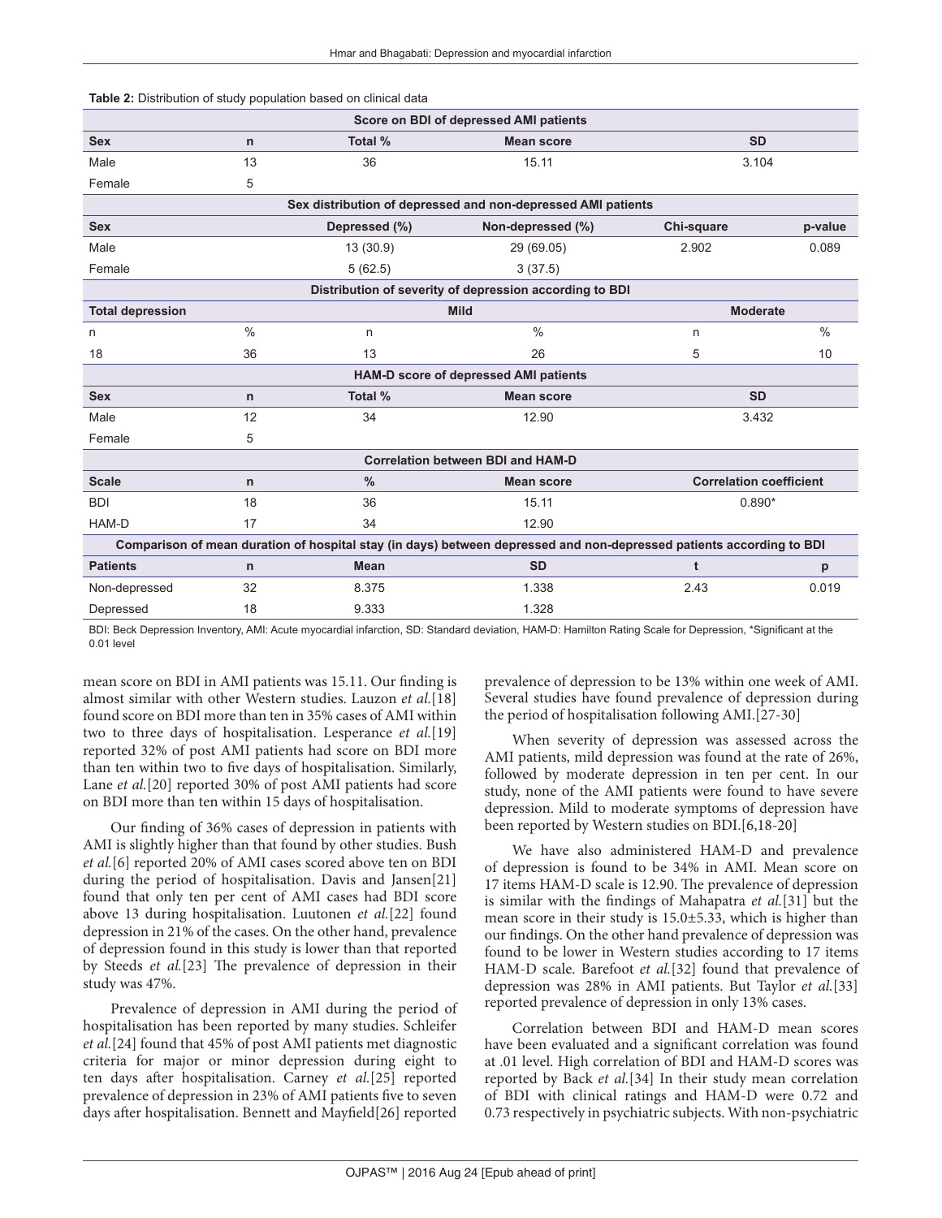**Table 2:** Distribution of study population based on clinical data

| Score on BDI of depressed AMI patients | | | | | |
|---|---|---|---|---|---|
| **Sex** | **n** | **Total %** | **Mean score** | **SD** | |
| Male | 13 | 36 | 15.11 | 3.104 | |
| Female | 5 | | | | |
| **Sex distribution of depressed and non-depressed AMI patients** | | | | | |
| **Sex** | | **Depressed (%)** | **Non-depressed (%)** | **Chi-square** | **p-value** |
| Male | | 13 (30.9) | 29 (69.05) | 2.902 | 0.089 |
| Female | | 5 (62.5) | 3 (37.5) | | |
| **Distribution of severity of depression according to BDI** | | | | | |
| **Total depression** | | **Mild** | | **Moderate** | |
| n | % | n | % | n | % |
| 18 | 36 | 13 | 26 | 5 | 10 |
| **HAM-D score of depressed AMI patients** | | | | | |
| **Sex** | **n** | **Total %** | **Mean score** | **SD** | |
| Male | 12 | 34 | 12.90 | 3.432 | |
| Female | 5 | | | | |
| **Correlation between BDI and HAM-D** | | | | | |
| **Scale** | **n** | **%** | **Mean score** | **Correlation coefficient** | |
| BDI | 18 | 36 | 15.11 | 0.890* | |
| HAM-D | 17 | 34 | 12.90 | | |
| **Comparison of mean duration of hospital stay (in days) between depressed and non-depressed patients according to BDI** | | | | | |
| **Patients** | **n** | **Mean** | **SD** | **t** | **p** |
| Non-depressed | 32 | 8.375 | 1.338 | 2.43 | 0.019 |
| Depressed | 18 | 9.333 | 1.328 | | |

BDI: Beck Depression Inventory, AMI: Acute myocardial infarction, SD: Standard deviation, HAM-D: Hamilton Rating Scale for Depression, *Significant at the 0.01 level

mean score on BDI in AMI patients was 15.11. Our finding is almost similar with other Western studies. Lauzon *et al.*[18] found score on BDI more than ten in 35% cases of AMI within two to three days of hospitalisation. Lesperance *et al.*[19] reported 32% of post AMI patients had score on BDI more than ten within two to five days of hospitalisation. Similarly, Lane *et al.*[20] reported 30% of post AMI patients had score on BDI more than ten within 15 days of hospitalisation.

Our finding of 36% cases of depression in patients with AMI is slightly higher than that found by other studies. Bush *et al.*[6] reported 20% of AMI cases scored above ten on BDI during the period of hospitalisation. Davis and Jansen[21] found that only ten per cent of AMI cases had BDI score above 13 during hospitalisation. Luutonen *et al.*[22] found depression in 21% of the cases. On the other hand, prevalence of depression found in this study is lower than that reported by Steeds *et al.*[23] The prevalence of depression in their study was 47%.

Prevalence of depression in AMI during the period of hospitalisation has been reported by many studies. Schleifer *et al.*[24] found that 45% of post AMI patients met diagnostic criteria for major or minor depression during eight to ten days after hospitalisation. Carney *et al.*[25] reported prevalence of depression in 23% of AMI patients five to seven days after hospitalisation. Bennett and Mayfield[26] reported prevalence of depression to be 13% within one week of AMI. Several studies have found prevalence of depression during the period of hospitalisation following AMI.[27-30]

When severity of depression was assessed across the AMI patients, mild depression was found at the rate of 26%, followed by moderate depression in ten per cent. In our study, none of the AMI patients were found to have severe depression. Mild to moderate symptoms of depression have been reported by Western studies on BDI.[6,18-20]

We have also administered HAM-D and prevalence of depression is found to be 34% in AMI. Mean score on 17 items HAM-D scale is 12.90. The prevalence of depression is similar with the findings of Mahapatra *et al.*[31] but the mean score in their study is 15.0±5.33, which is higher than our findings. On the other hand prevalence of depression was found to be lower in Western studies according to 17 items HAM-D scale. Barefoot *et al.*[32] found that prevalence of depression was 28% in AMI patients. But Taylor *et al.*[33] reported prevalence of depression in only 13% cases.

Correlation between BDI and HAM-D mean scores have been evaluated and a significant correlation was found at .01 level. High correlation of BDI and HAM-D scores was reported by Back *et al.*[34] In their study mean correlation of BDI with clinical ratings and HAM-D were 0.72 and 0.73 respectively in psychiatric subjects. With non-psychiatric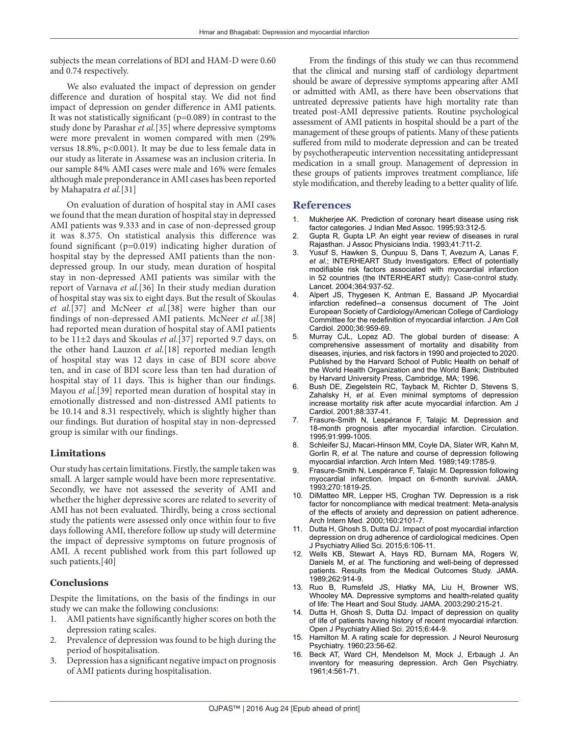subjects the mean correlations of BDI and HAM-D were 0.60 and 0.74 respectively.

We also evaluated the impact of depression on gender difference and duration of hospital stay. We did not find impact of depression on gender difference in AMI patients. It was not statistically significant (p=0.089) in contrast to the study done by Parashar *et al.*[35] where depressive symptoms were more prevalent in women compared with men (29% versus 18.8%, p<0.001). It may be due to less female data in our study as literate in Assamese was an inclusion criteria. In our sample 84% AMI cases were male and 16% were females although male preponderance in AMI cases has been reported by Mahapatra *et al.*[31]

On evaluation of duration of hospital stay in AMI cases we found that the mean duration of hospital stay in depressed AMI patients was 9.333 and in case of non-depressed group it was 8.375. On statistical analysis this difference was found significant (p=0.019) indicating higher duration of hospital stay by the depressed AMI patients than the non-depressed group. In our study, mean duration of hospital stay in non-depressed AMI patients was similar with the report of Varnava *et al.*[36] In their study median duration of hospital stay was six to eight days. But the result of Skoulas *et al.*[37] and McNeer *et al.*[38] were higher than our findings of non-depressed AMI patients. McNeer *et al.*[38] had reported mean duration of hospital stay of AMI patients to be 11±2 days and Skoulas *et al.*[37] reported 9.7 days, on the other hand Lauzon *et al.*[18] reported median length of hospital stay was 12 days in case of BDI score above ten, and in case of BDI score less than ten had duration of hospital stay of 11 days. This is higher than our findings. Mayou *et al.*[39] reported mean duration of hospital stay in emotionally distressed and non-distressed AMI patients to be 10.14 and 8.31 respectively, which is slightly higher than our findings. But duration of hospital stay in non-depressed group is similar with our findings.

## Limitations

Our study has certain limitations. Firstly, the sample taken was small. A larger sample would have been more representative. Secondly, we have not assessed the severity of AMI and whether the higher depressive scores are related to severity of AMI has not been evaluated. Thirdly, being a cross sectional study the patients were assessed only once within four to five days following AMI, therefore follow up study will determine the impact of depressive symptoms on future prognosis of AMI. A recent published work from this part followed up such patients.[40]

## Conclusions

Despite the limitations, on the basis of the findings in our study we can make the following conclusions:

1. AMI patients have significantly higher scores on both the depression rating scales.
2. Prevalence of depression was found to be high during the period of hospitalisation.
3. Depression has a significant negative impact on prognosis of AMI patients during hospitalisation.

From the findings of this study we can thus recommend that the clinical and nursing staff of cardiology department should be aware of depressive symptoms appearing after AMI or admitted with AMI, as there have been observations that untreated depressive patients have high mortality rate than treated post-AMI depressive patients. Routine psychological assessment of AMI patients in hospital should be a part of the management of these groups of patients. Many of these patients suffered from mild to moderate depression and can be treated by psychotherapeutic intervention necessitating antidepressant medication in a small group. Management of depression in these groups of patients improves treatment compliance, life style modification, and thereby leading to a better quality of life.

## References

1. Mukherjee AK. Prediction of coronary heart disease using risk factor categories. J Indian Med Assoc. 1995;93:312-5.
2. Gupta R, Gupta LP. An eight year review of diseases in rural Rajasthan. J Assoc Physicians India. 1993;41:711-2.
3. Yusuf S, Hawken S, Ounpuu S, Dans T, Avezum A, Lanas F, *et al.*; INTERHEART Study Investigators. Effect of potentially modifiable risk factors associated with myocardial infarction in 52 countries (the INTERHEART study): Case-control study. Lancet. 2004;364:937-52.
4. Alpert JS, Thygesen K, Antman E, Bassand JP. Myocardial infarction redefined--a consensus document of The Joint European Society of Cardiology/American College of Cardiology Committee for the redefinition of myocardial infarction. J Am Coll Cardiol. 2000;36:959-69.
5. Murray CJL, Lopez AD. The global burden of disease: A comprehensive assessment of mortality and disability from diseases, injuries, and risk factors in 1990 and projected to 2020. Published by the Harvard School of Public Health on behalf of the World Health Organization and the World Bank; Distributed by Harvard University Press, Cambridge, MA; 1996.
6. Bush DE, Ziegelstein RC, Tayback M, Richter D, Stevens S, Zahalsky H, *et al.* Even minimal symptoms of depression increase mortality risk after acute myocardial infarction. Am J Cardiol. 2001;88:337-41.
7. Frasure-Smith N, Lespérance F, Talajic M. Depression and 18-month prognosis after myocardial infarction. Circulation. 1995;91:999-1005.
8. Schleifer SJ, Macari-Hinson MM, Coyle DA, Slater WR, Kahn M, Gorlin R, *et al.* The nature and course of depression following myocardial infarction. Arch Intern Med. 1989;149:1785-9.
9. Frasure-Smith N, Lespérance F, Talajic M. Depression following myocardial infarction. Impact on 6-month survival. JAMA. 1993;270:1819-25.
10. DiMatteo MR, Lepper HS, Croghan TW. Depression is a risk factor for noncompliance with medical treatment: Meta-analysis of the effects of anxiety and depression on patient adherence. Arch Intern Med. 2000;160:2101-7.
11. Dutta H, Ghosh S, Dutta DJ. Impact of post myocardial infarction depression on drug adherence of cardiological medicines. Open J Psychiatry Allied Sci. 2015;6:106-11.
12. Wells KB, Stewart A, Hays RD, Burnam MA, Rogers W, Daniels M, *et al.* The functioning and well-being of depressed patients. Results from the Medical Outcomes Study. JAMA. 1989;262:914-9.
13. Ruo B, Rumsfeld JS, Hlatky MA, Liu H, Browner WS, Whooley MA. Depressive symptoms and health-related quality of life: The Heart and Soul Study. JAMA. 2003;290:215-21.
14. Dutta H, Ghosh S, Dutta DJ. Impact of depression on quality of life of patients having history of recent myocardial infarction. Open J Psychiatry Allied Sci. 2015;6:44-9.
15. Hamilton M. A rating scale for depression. J Neurol Neurosurg Psychiatry. 1960;23:56-62.
16. Beck AT, Ward CH, Mendelson M, Mock J, Erbaugh J. An inventory for measuring depression. Arch Gen Psychiatry. 1961;4:561-71.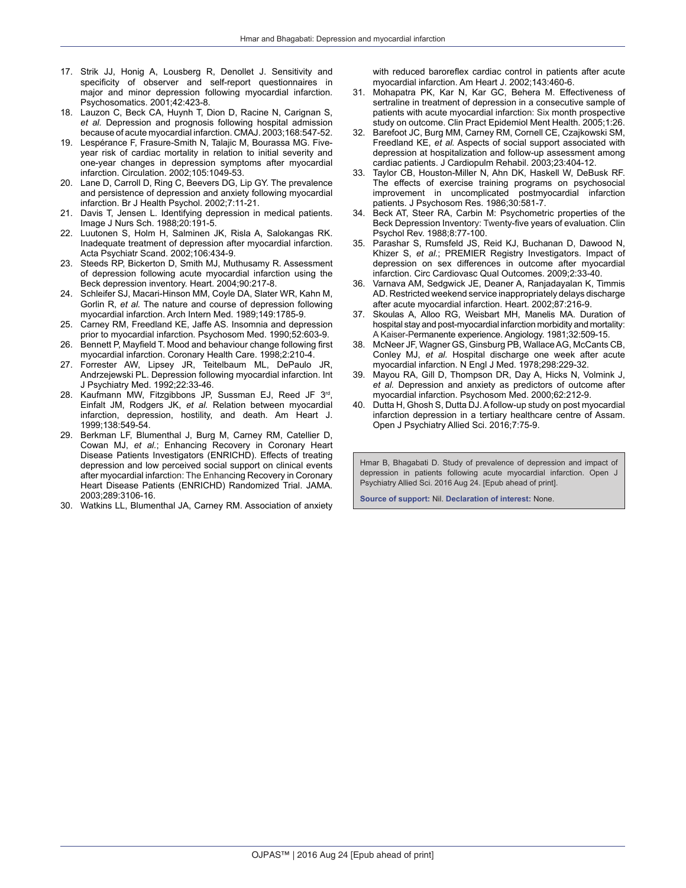17. Strik JJ, Honig A, Lousberg R, Denollet J. Sensitivity and specificity of observer and self-report questionnaires in major and minor depression following myocardial infarction. Psychosomatics. 2001;42:423-8.
18. Lauzon C, Beck CA, Huynh T, Dion D, Racine N, Carignan S, *et al.* Depression and prognosis following hospital admission because of acute myocardial infarction. CMAJ. 2003;168:547-52.
19. Lespérance F, Frasure-Smith N, Talajic M, Bourassa MG. Five-year risk of cardiac mortality in relation to initial severity and one-year changes in depression symptoms after myocardial infarction. Circulation. 2002;105:1049-53.
20. Lane D, Carroll D, Ring C, Beevers DG, Lip GY. The prevalence and persistence of depression and anxiety following myocardial infarction. Br J Health Psychol. 2002;7:11-21.
21. Davis T, Jensen L. Identifying depression in medical patients. Image J Nurs Sch. 1988;20:191-5.
22. Luutonen S, Holm H, Salminen JK, Risla A, Salokangas RK. Inadequate treatment of depression after myocardial infarction. Acta Psychiatr Scand. 2002;106:434-9.
23. Steeds RP, Bickerton D, Smith MJ, Muthusamy R. Assessment of depression following acute myocardial infarction using the Beck depression inventory. Heart. 2004;90:217-8.
24. Schleifer SJ, Macari-Hinson MM, Coyle DA, Slater WR, Kahn M, Gorlin R, *et al.* The nature and course of depression following myocardial infarction. Arch Intern Med. 1989;149:1785-9.
25. Carney RM, Freedland KE, Jaffe AS. Insomnia and depression prior to myocardial infarction. Psychosom Med. 1990;52:603-9.
26. Bennett P, Mayfield T. Mood and behaviour change following first myocardial infarction. Coronary Health Care. 1998;2:210-4.
27. Forrester AW, Lipsey JR, Teitelbaum ML, DePaulo JR, Andrzejewski PL. Depression following myocardial infarction. Int J Psychiatry Med. 1992;22:33-46.
28. Kaufmann MW, Fitzgibbons JP, Sussman EJ, Reed JF 3rd, Einfalt JM, Rodgers JK, *et al.* Relation between myocardial infarction, depression, hostility, and death. Am Heart J. 1999;138:549-54.
29. Berkman LF, Blumenthal J, Burg M, Carney RM, Catellier D, Cowan MJ, *et al.*; Enhancing Recovery in Coronary Heart Disease Patients Investigators (ENRICHD). Effects of treating depression and low perceived social support on clinical events after myocardial infarction: The Enhancing Recovery in Coronary Heart Disease Patients (ENRICHD) Randomized Trial. JAMA. 2003;289:3106-16.
30. Watkins LL, Blumenthal JA, Carney RM. Association of anxiety with reduced baroreflex cardiac control in patients after acute myocardial infarction. Am Heart J. 2002;143:460-6.
31. Mohapatra PK, Kar N, Kar GC, Behera M. Effectiveness of sertraline in treatment of depression in a consecutive sample of patients with acute myocardial infarction: Six month prospective study on outcome. Clin Pract Epidemiol Ment Health. 2005;1:26.
32. Barefoot JC, Burg MM, Carney RM, Cornell CE, Czajkowski SM, Freedland KE, *et al.* Aspects of social support associated with depression at hospitalization and follow-up assessment among cardiac patients. J Cardiopulm Rehabil. 2003;23:404-12.
33. Taylor CB, Houston-Miller N, Ahn DK, Haskell W, DeBusk RF. The effects of exercise training programs on psychosocial improvement in uncomplicated postmyocardial infarction patients. J Psychosom Res. 1986;30:581-7.
34. Beck AT, Steer RA, Carbin M: Psychometric properties of the Beck Depression Inventory: Twenty-five years of evaluation. Clin Psychol Rev. 1988;8:77-100.
35. Parashar S, Rumsfeld JS, Reid KJ, Buchanan D, Dawood N, Khizer S, *et al.*; PREMIER Registry Investigators. Impact of depression on sex differences in outcome after myocardial infarction. Circ Cardiovasc Qual Outcomes. 2009;2:33-40.
36. Varnava AM, Sedgwick JE, Deaner A, Ranjadayalan K, Timmis AD. Restricted weekend service inappropriately delays discharge after acute myocardial infarction. Heart. 2002;87:216-9.
37. Skoulas A, Alloo RG, Weisbart MH, Manelis MA. Duration of hospital stay and post-myocardial infarction morbidity and mortality: A Kaiser-Permanente experience. Angiology. 1981;32:509-15.
38. McNeer JF, Wagner GS, Ginsburg PB, Wallace AG, McCants CB, Conley MJ, *et al.* Hospital discharge one week after acute myocardial infarction. N Engl J Med. 1978;298:229-32.
39. Mayou RA, Gill D, Thompson DR, Day A, Hicks N, Volmink J, *et al.* Depression and anxiety as predictors of outcome after myocardial infarction. Psychosom Med. 2000;62:212-9.
40. Dutta H, Ghosh S, Dutta DJ. A follow-up study on post myocardial infarction depression in a tertiary healthcare centre of Assam. Open J Psychiatry Allied Sci. 2016;7:75-9.

Hmar B, Bhagabati D. Study of prevalence of depression and impact of depression in patients following acute myocardial infarction. Open J Psychiatry Allied Sci. 2016 Aug 24. [Epub ahead of print].

**Source of support:** Nil. **Declaration of interest:** None.